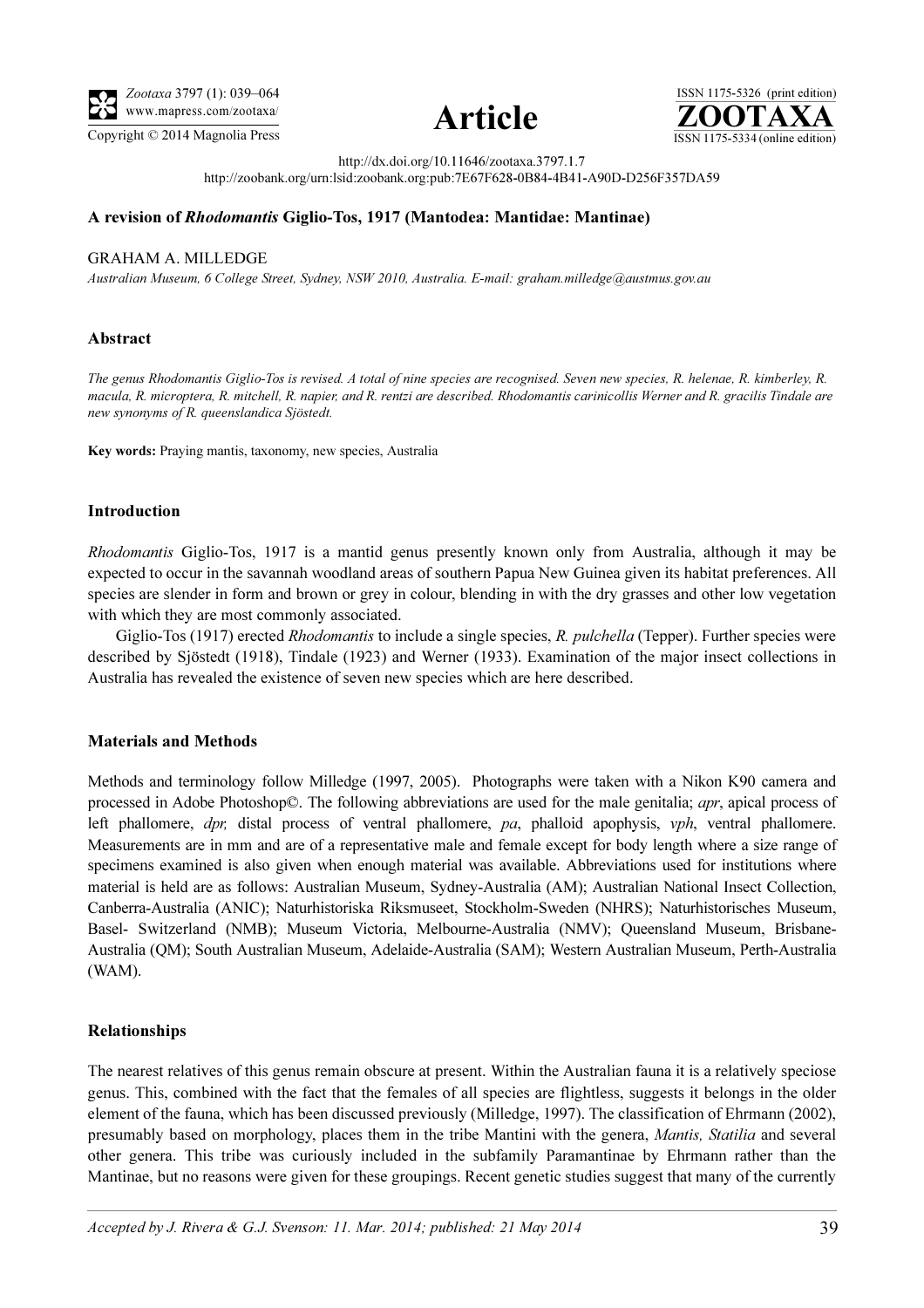http://dx.doi.org/10.11646/zootaxa.3797.1.7

http://zoobank.org/urn:lsid:zoobank.org:pub:7E67F628-0B84-4B41-A90D-D256F357DA59

# A revision of *Rhodomantis* Giglio-Tos, 1917 (Mantodea: Mantidae: Mantinae)

GRAHAM A. MILLEDGE

*Australian Museum, 6 College Street, Sydney, NSW 2010, Australia. E-mail: graham.milledge@austmus.gov.au*

## Abstract

*The genus Rhodomantis Giglio-Tos is revised. A total of nine species are recognised. Seven new species, R. helenae, R. kimberley, R. macula, R. microptera, R. mitchell, R. napier, and R. rentzi are described. Rhodomantis carinicollis Werner and R. gracilis Tindale are new synonyms of R. queenslandica Sjöstedt.*

**Key words:** Praying mantis, taxonomy, new species, Australia

## Introduction

*Rhodomantis* Giglio-Tos, 1917 is a mantid genus presently known only from Australia, although it may be expected to occur in the savannah woodland areas of southern Papua New Guinea given its habitat preferences. All species are slender in form and brown or grey in colour, blending in with the dry grasses and other low vegetation with which they are most commonly associated.

Giglio-Tos (1917) erected *Rhodomantis* to include a single species, *R. pulchella* (Tepper). Further species were described by Sjöstedt (1918), Tindale (1923) and Werner (1933). Examination of the major insect collections in Australia has revealed the existence of seven new species which are here described.

## Materials and Methods

Methods and terminology follow Milledge (1997, 2005). Photographs were taken with a Nikon K90 camera and processed in Adobe Photoshop©. The following abbreviations are used for the male genitalia; *apr*, apical process of left phallomere, *dpr,* distal process of ventral phallomere, *pa*, phalloid apophysis, *vph*, ventral phallomere. Measurements are in mm and are of a representative male and female except for body length where a size range of specimens examined is also given when enough material was available. Abbreviations used for institutions where material is held are as follows: Australian Museum, Sydney-Australia (AM); Australian National Insect Collection, Canberra-Australia (ANIC); Naturhistoriska Riksmuseet, Stockholm-Sweden (NHRS); Naturhistorisches Museum, Basel- Switzerland (NMB); Museum Victoria, Melbourne-Australia (NMV); Queensland Museum, Brisbane-Australia (QM); South Australian Museum, Adelaide-Australia (SAM); Western Australian Museum, Perth-Australia (WAM).

## Relationships

The nearest relatives of this genus remain obscure at present. Within the Australian fauna it is a relatively speciose genus. This, combined with the fact that the females of all species are flightless, suggests it belongs in the older element of the fauna, which has been discussed previously (Milledge, 1997). The classification of Ehrmann (2002), presumably based on morphology, places them in the tribe Mantini with the genera, *Mantis, Statilia* and several other genera. This tribe was curiously included in the subfamily Paramantinae by Ehrmann rather than the Mantinae, but no reasons were given for these groupings. Recent genetic studies suggest that many of the currently

*Accepted by J. Rivera & G.J. Svenson: 11. Mar. 2014; published: 21 May 2014*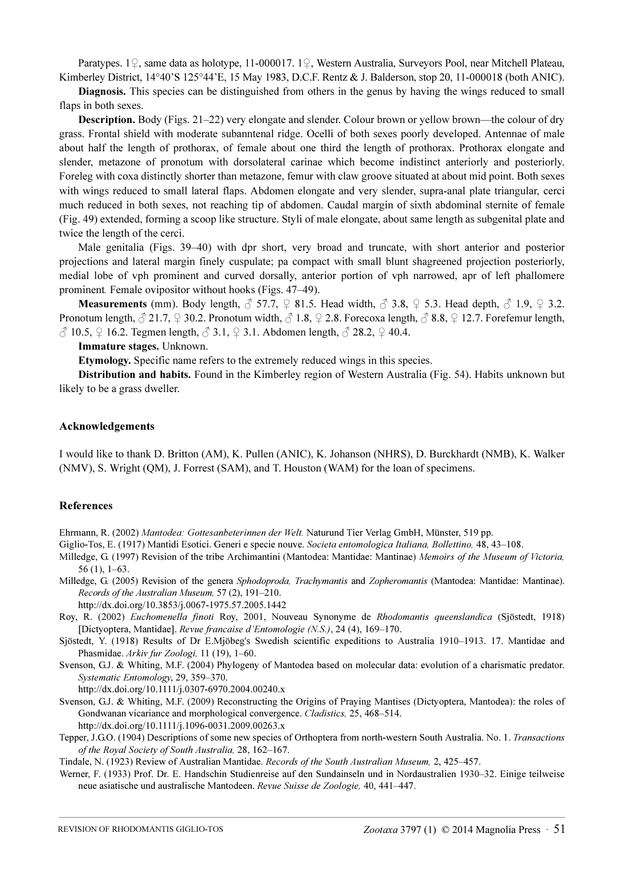Paratypes. 1♀, same data as holotype, 11-000017. 1♀, Western Australia, Surveyors Pool, near Mitchell Plateau, Kimberley District, 14°40'S 125°44'E, 15 May 1983, D.C.F. Rentz & J. Balderson, stop 20, 11-000018 (both ANIC).

**Diagnosis.** This species can be distinguished from others in the genus by having the wings reduced to small flaps in both sexes.

**Description.** Body (Figs. 21–22) very elongate and slender. Colour brown or yellow brown—the colour of dry grass. Frontal shield with moderate subanntenal ridge. Ocelli of both sexes poorly developed. Antennae of male about half the length of prothorax, of female about one third the length of prothorax. Prothorax elongate and slender, metazone of pronotum with dorsolateral carinae which become indistinct anteriorly and posteriorly. Foreleg with coxa distinctly shorter than metazone, femur with claw groove situated at about mid point. Both sexes with wings reduced to small lateral flaps. Abdomen elongate and very slender, supra-anal plate triangular, cerci much reduced in both sexes, not reaching tip of abdomen. Caudal margin of sixth abdominal sternite of female (Fig. 49) extended, forming a scoop like structure. Styli of male elongate, about same length as subgenital plate and twice the length of the cerci.

Male genitalia (Figs. 39–40) with dpr short, very broad and truncate, with short anterior and posterior projections and lateral margin finely cuspulate; pa compact with small blunt shagreened projection posteriorly, medial lobe of vph prominent and curved dorsally, anterior portion of vph narrowed, apr of left phallomere prominent. Female ovipositor without hooks (Figs. 47–49).

**Measurements** (mm). Body length, ♂ 57.7, ♀ 81.5. Head width, ♂ 3.8, ♀ 5.3. Head depth, ♂ 1.9, ♀ 3.2. Pronotum length, ♂ 21.7, ♀ 30.2. Pronotum width, ♂ 1.8, ♀ 2.8. Forecoxa length, ♂ 8.8, ♀ 12.7. Forefemur length, ♂ 10.5, ♀ 16.2. Tegmen length, ♂ 3.1, ♀ 3.1. Abdomen length, ♂ 28.2, ♀ 40.4.

**Immature stages.** Unknown.

**Etymology.** Specific name refers to the extremely reduced wings in this species.

**Distribution and habits.** Found in the Kimberley region of Western Australia (Fig. 54). Habits unknown but likely to be a grass dweller.

## Acknowledgements

I would like to thank D. Britton (AM), K. Pullen (ANIC), K. Johanson (NHRS), D. Burckhardt (NMB), K. Walker (NMV), S. Wright (QM), J. Forrest (SAM), and T. Houston (WAM) for the loan of specimens.

## References

Ehrmann, R. (2002) *Mantodea: Gottesanbeterinnen der Welt.* Naturund Tier Verlag GmbH, Münster, 519 pp.

Giglio-Tos, E. (1917) Mantidi Esotici. Generi e specie nouve. *Societa entomologica Italiana, Bollettino,* 48, 43–108.

Milledge, G. (1997) Revision of the tribe Archimantini (Mantodea: Mantidae: Mantinae) *Memoirs of the Museum of Victoria,* 56 (1), 1–63.

Milledge, G. (2005) Revision of the genera *Sphodoproda, Trachymantis* and *Zopheromantis* (Mantodea: Mantidae: Mantinae). *Records of the Australian Museum,* 57 (2), 191–210.
http://dx.doi.org/10.3853/j.0067-1975.57.2005.1442

Roy, R. (2002) *Euchomenella finoti* Roy, 2001, Nouveau Synonyme de *Rhodomantis queenslandica* (Sjöstedt, 1918) [Dictyoptera, Mantidae]. *Revue francaise d'Entomologie (N.S.)*, 24 (4), 169–170.

Sjöstedt, Y. (1918) Results of Dr E.Mjöberg's Swedish scientific expeditions to Australia 1910–1913. 17. Mantidae and Phasmidae. *Arkiv fur Zoologi,* 11 (19), 1–60.

Svenson, G.J. & Whiting, M.F. (2004) Phylogeny of Mantodea based on molecular data: evolution of a charismatic predator. *Systematic Entomology*, 29, 359–370.
http://dx.doi.org/10.1111/j.0307-6970.2004.00240.x

Svenson, G.J. & Whiting, M.F. (2009) Reconstructing the Origins of Praying Mantises (Dictyoptera, Mantodea): the roles of Gondwanan vicariance and morphological convergence. *Cladistics,* 25, 468–514.
http://dx.doi.org/10.1111/j.1096-0031.2009.00263.x

Tepper, J.G.O. (1904) Descriptions of some new species of Orthoptera from north-western South Australia. No. 1. *Transactions of the Royal Society of South Australia,* 28, 162–167.

Tindale, N. (1923) Review of Australian Mantidae. *Records of the South Australian Museum,* 2, 425–457.

Werner, F. (1933) Prof. Dr. E. Handschin Studienreise auf den Sundainseln und in Nordaustralien 1930–32. Einige teilweise neue asiatische und australische Mantodeen. *Revue Suisse de Zoologie,* 40, 441–447.